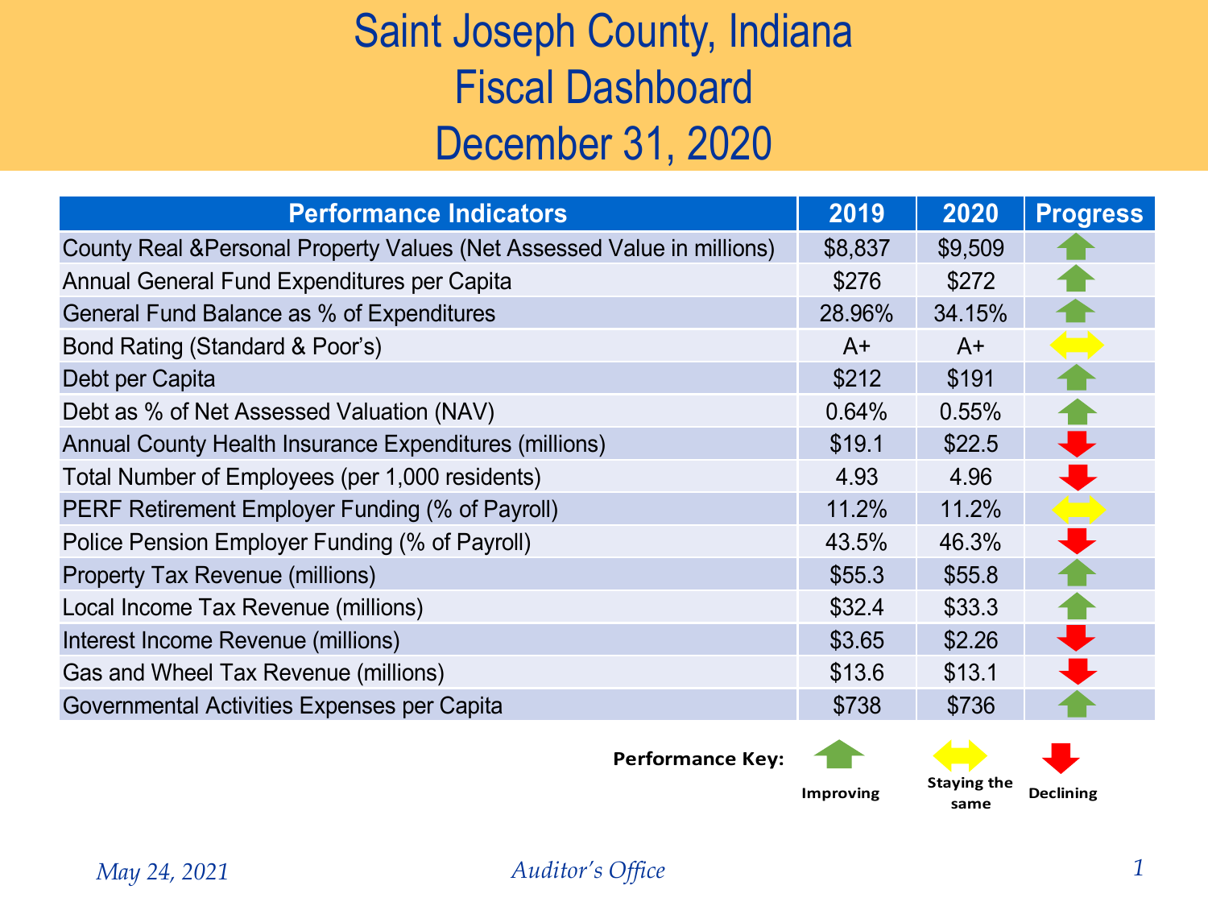# Saint Joseph County, Indiana
# Fiscal Dashboard
# December 31, 2020

| Performance Indicators | 2019 | 2020 | Progress |
|---|---|---|---|
| County Real &Personal Property Values (Net Assessed Value in millions) | $8,837 | $9,509 | Improving |
| Annual General Fund Expenditures per Capita | $276 | $272 | Improving |
| General Fund Balance as % of Expenditures | 28.96% | 34.15% | Improving |
| Bond Rating (Standard & Poor's) | A+ | A+ | Staying the same |
| Debt per Capita | $212 | $191 | Improving |
| Debt as % of Net Assessed Valuation (NAV) | 0.64% | 0.55% | Improving |
| Annual County Health Insurance Expenditures (millions) | $19.1 | $22.5 | Declining |
| Total Number of Employees (per 1,000 residents) | 4.93 | 4.96 | Declining |
| PERF Retirement Employer Funding (% of Payroll) | 11.2% | 11.2% | Staying the same |
| Police Pension Employer Funding (% of Payroll) | 43.5% | 46.3% | Declining |
| Property Tax Revenue (millions) | $55.3 | $55.8 | Improving |
| Local Income Tax Revenue (millions) | $32.4 | $33.3 | Improving |
| Interest Income Revenue (millions) | $3.65 | $2.26 | Declining |
| Gas and Wheel Tax Revenue (millions) | $13.6 | $13.1 | Declining |
| Governmental Activities Expenses per Capita | $738 | $736 | Improving |

**Performance Key:** Improving | Staying the same | Declining

*May 24, 2021* *Auditor's Office*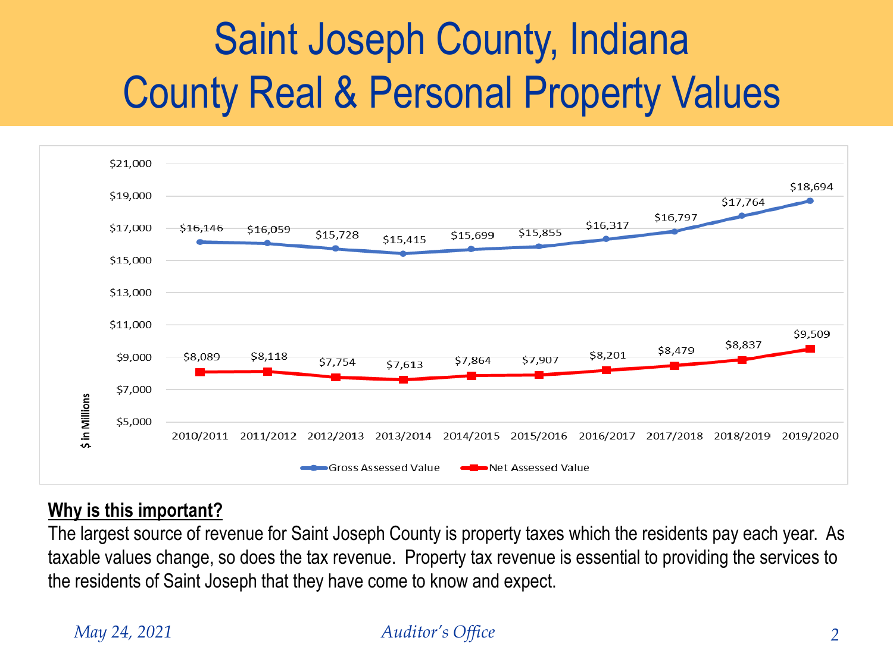# Saint Joseph County, Indiana
# County Real & Personal Property Values

| $ in Millions | 2010/2011 | 2011/2012 | 2012/2013 | 2013/2014 | 2014/2015 | 2015/2016 | 2016/2017 | 2017/2018 | 2018/2019 | 2019/2020 |
|---|---|---|---|---|---|---|---|---|---|---|
| Gross Assessed Value | $16,146 | $16,059 | $15,728 | $15,415 | $15,699 | $15,855 | $16,317 | $16,797 | $17,764 | $18,694 |
| Net Assessed Value | $8,089 | $8,118 | $7,754 | $7,613 | $7,864 | $7,907 | $8,201 | $8,479 | $8,837 | $9,509 |

**Why is this important?**

The largest source of revenue for Saint Joseph County is property taxes which the residents pay each year. As taxable values change, so does the tax revenue. Property tax revenue is essential to providing the services to the residents of Saint Joseph that they have come to know and expect.

*May 24, 2021* *Auditor's Office*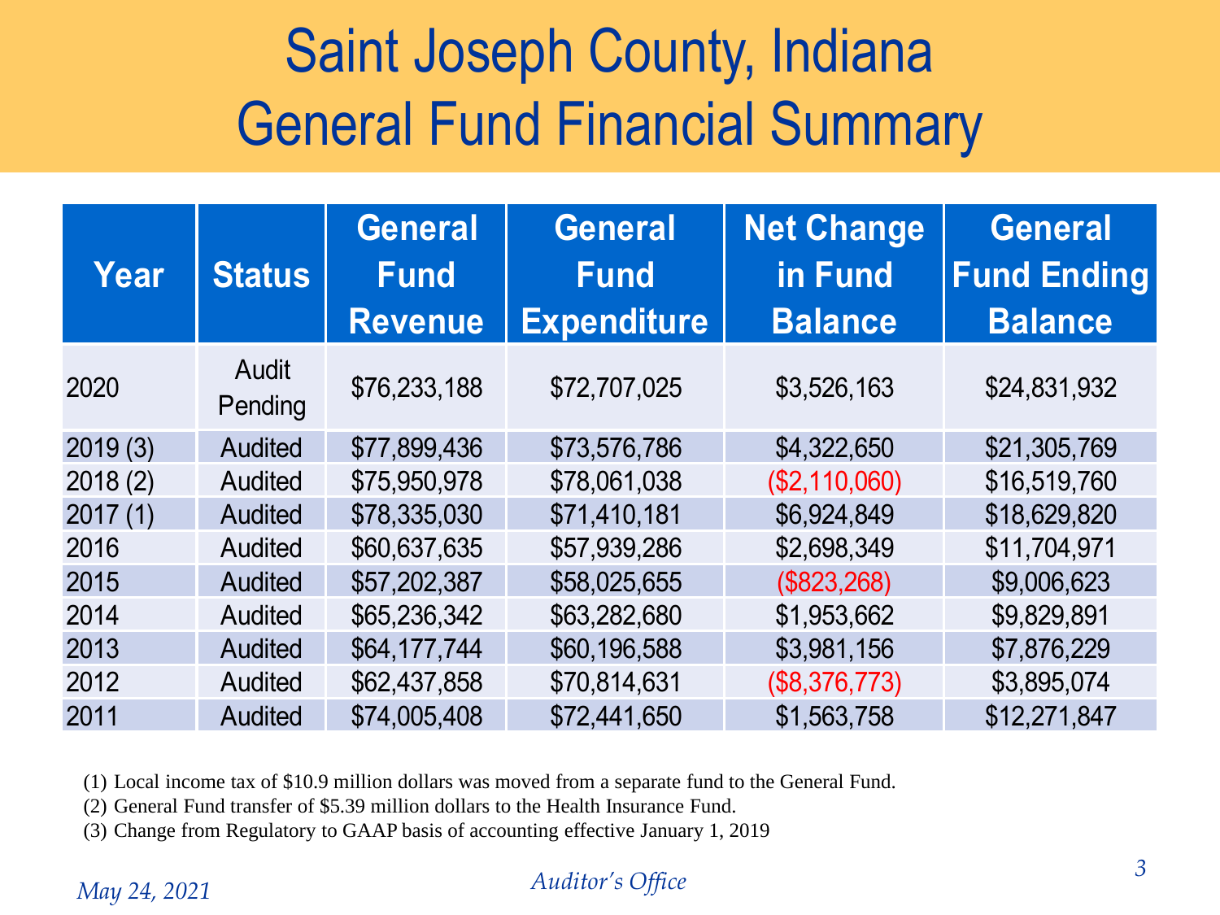# Saint Joseph County, Indiana
# General Fund Financial Summary

| Year | Status | General Fund Revenue | General Fund Expenditure | Net Change in Fund Balance | General Fund Ending Balance |
|---|---|---|---|---|---|
| 2020 | Audit Pending | $76,233,188 | $72,707,025 | $3,526,163 | $24,831,932 |
| 2019 (3) | Audited | $77,899,436 | $73,576,786 | $4,322,650 | $21,305,769 |
| 2018 (2) | Audited | $75,950,978 | $78,061,038 | ($2,110,060) | $16,519,760 |
| 2017 (1) | Audited | $78,335,030 | $71,410,181 | $6,924,849 | $18,629,820 |
| 2016 | Audited | $60,637,635 | $57,939,286 | $2,698,349 | $11,704,971 |
| 2015 | Audited | $57,202,387 | $58,025,655 | ($823,268) | $9,006,623 |
| 2014 | Audited | $65,236,342 | $63,282,680 | $1,953,662 | $9,829,891 |
| 2013 | Audited | $64,177,744 | $60,196,588 | $3,981,156 | $7,876,229 |
| 2012 | Audited | $62,437,858 | $70,814,631 | ($8,376,773) | $3,895,074 |
| 2011 | Audited | $74,005,408 | $72,441,650 | $1,563,758 | $12,271,847 |

(1) Local income tax of $10.9 million dollars was moved from a separate fund to the General Fund.

(2) General Fund transfer of $5.39 million dollars to the Health Insurance Fund.

(3) Change from Regulatory to GAAP basis of accounting effective January 1, 2019

*May 24, 2021*

*Auditor's Office*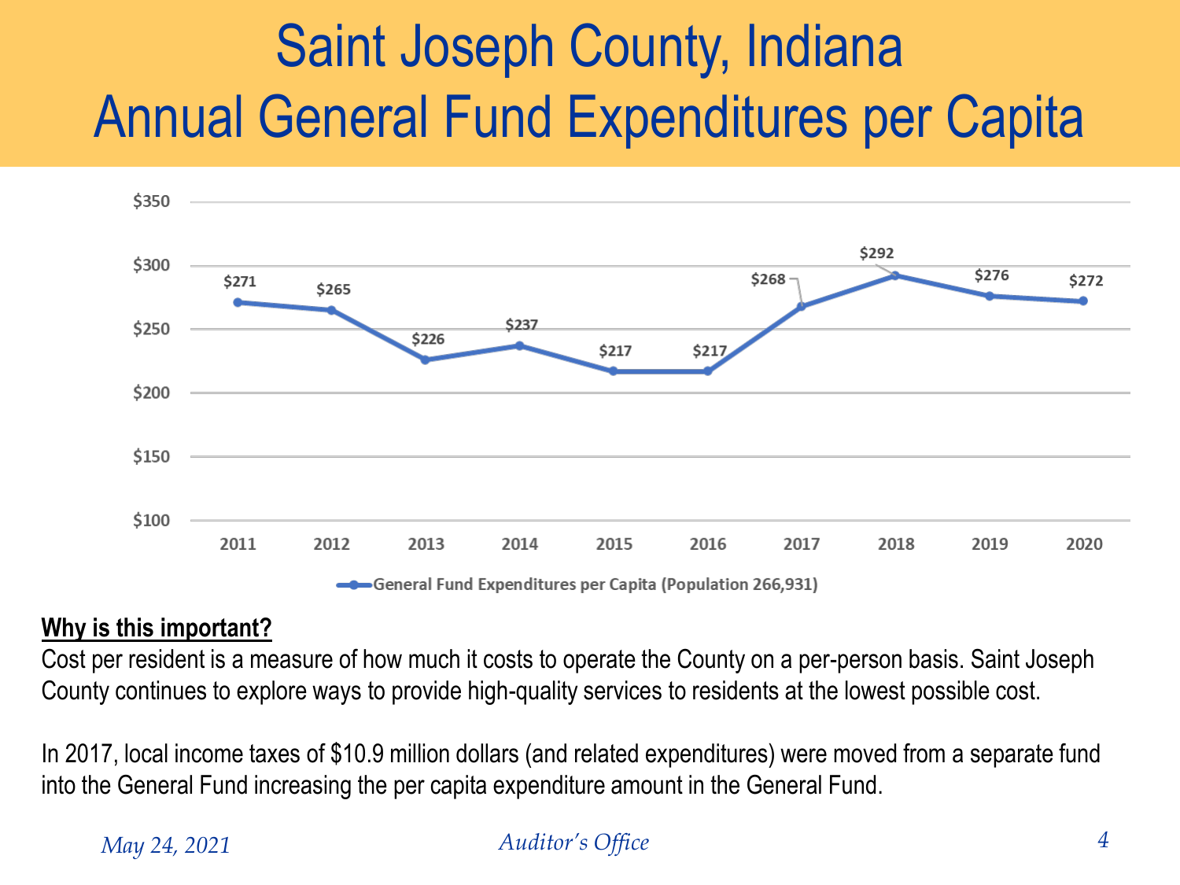# Saint Joseph County, Indiana
# Annual General Fund Expenditures per Capita

| Year | General Fund Expenditures per Capita (Population 266,931) |
| --- | --- |
| 2011 | $271 |
| 2012 | $265 |
| 2013 | $226 |
| 2014 | $237 |
| 2015 | $217 |
| 2016 | $217 |
| 2017 | $268 |
| 2018 | $292 |
| 2019 | $276 |
| 2020 | $272 |

**Why is this important?**

Cost per resident is a measure of how much it costs to operate the County on a per-person basis. Saint Joseph County continues to explore ways to provide high-quality services to residents at the lowest possible cost.

In 2017, local income taxes of $10.9 million dollars (and related expenditures) were moved from a separate fund into the General Fund increasing the per capita expenditure amount in the General Fund.

*May 24, 2021* *Auditor's Office*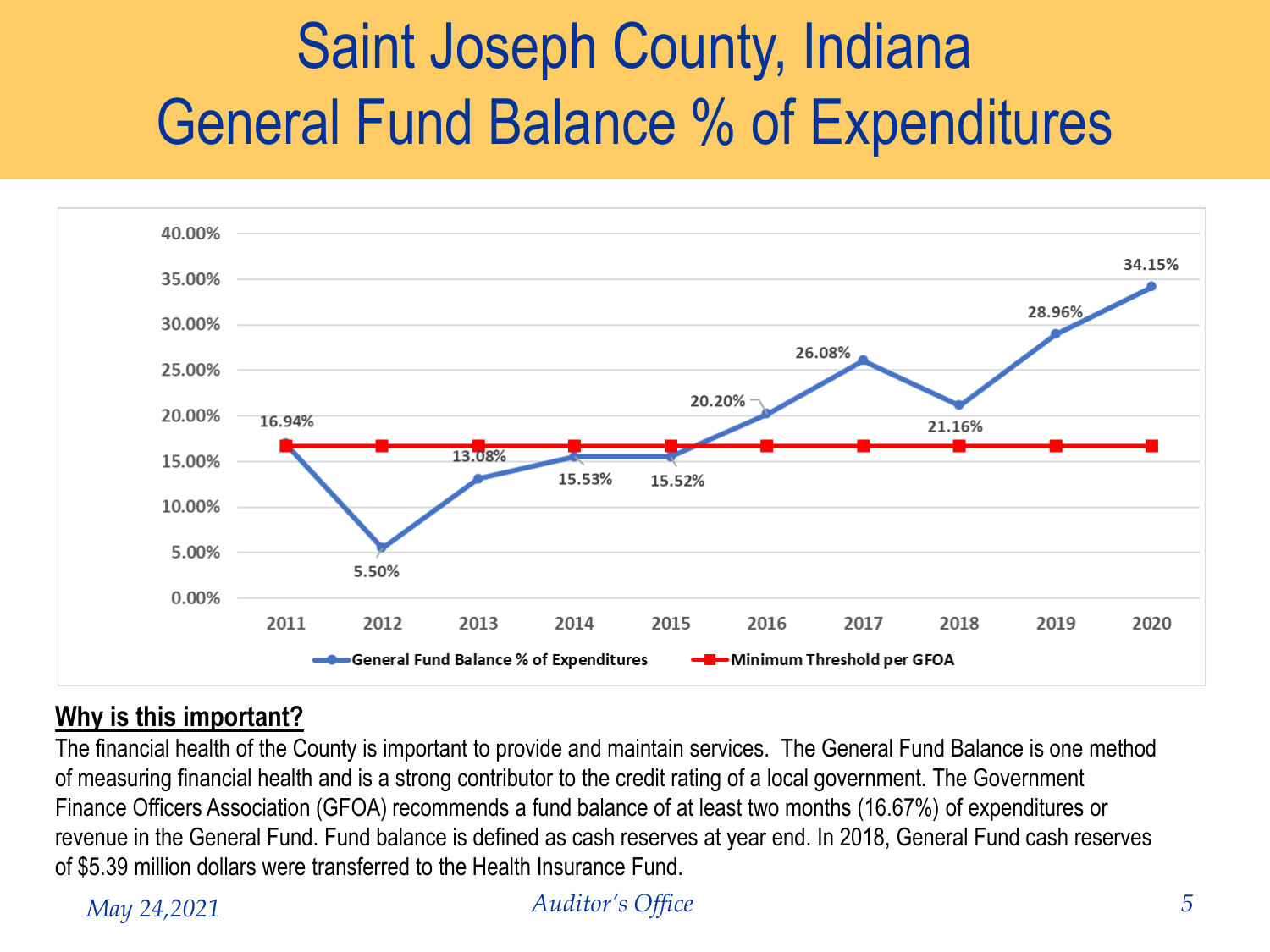# Saint Joseph County, Indiana
# General Fund Balance % of Expenditures

| Year | General Fund Balance % of Expenditures | Minimum Threshold per GFOA |
|---|---|---|
| 2011 | 16.94% | 16.67% |
| 2012 | 5.50% | 16.67% |
| 2013 | 13.08% | 16.67% |
| 2014 | 15.53% | 16.67% |
| 2015 | 15.52% | 16.67% |
| 2016 | 20.20% | 16.67% |
| 2017 | 26.08% | 16.67% |
| 2018 | 21.16% | 16.67% |
| 2019 | 28.96% | 16.67% |
| 2020 | 34.15% | 16.67% |

## Why is this important?

The financial health of the County is important to provide and maintain services. The General Fund Balance is one method of measuring financial health and is a strong contributor to the credit rating of a local government. The Government Finance Officers Association (GFOA) recommends a fund balance of at least two months (16.67%) of expenditures or revenue in the General Fund. Fund balance is defined as cash reserves at year end. In 2018, General Fund cash reserves of $5.39 million dollars were transferred to the Health Insurance Fund.

*May 24,2021* *Auditor's Office*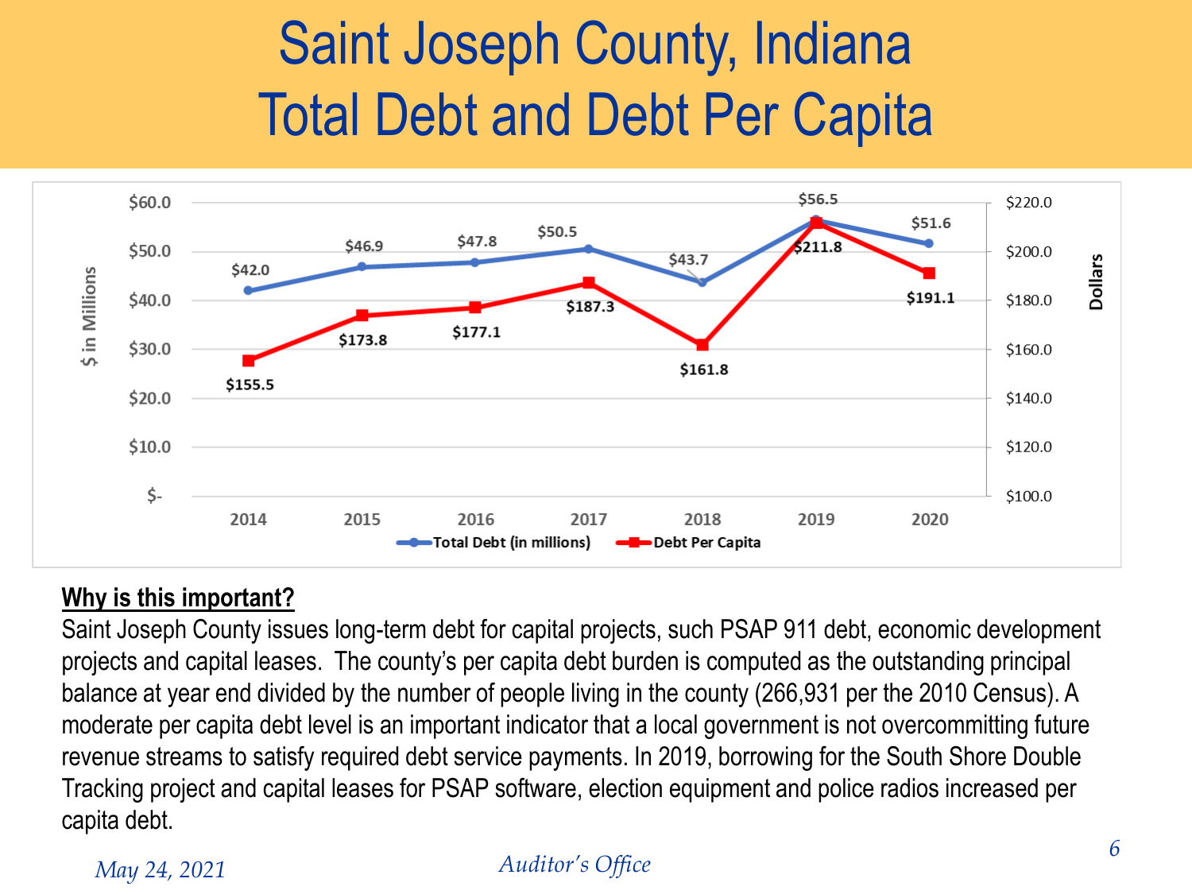# Saint Joseph County, Indiana
# Total Debt and Debt Per Capita

| Year | Total Debt (in millions) | Debt Per Capita |
|---|---|---|
| 2014 | $42.0 | $155.5 |
| 2015 | $46.9 | $173.8 |
| 2016 | $47.8 | $177.1 |
| 2017 | $50.5 | $187.3 |
| 2018 | $43.7 | $161.8 |
| 2019 | $56.5 | $211.8 |
| 2020 | $51.6 | $191.1 |

**<u>Why is this important?</u>**

Saint Joseph County issues long-term debt for capital projects, such PSAP 911 debt, economic development projects and capital leases. The county's per capita debt burden is computed as the outstanding principal balance at year end divided by the number of people living in the county (266,931 per the 2010 Census). A moderate per capita debt level is an important indicator that a local government is not overcommitting future revenue streams to satisfy required debt service payments. In 2019, borrowing for the South Shore Double Tracking project and capital leases for PSAP software, election equipment and police radios increased per capita debt.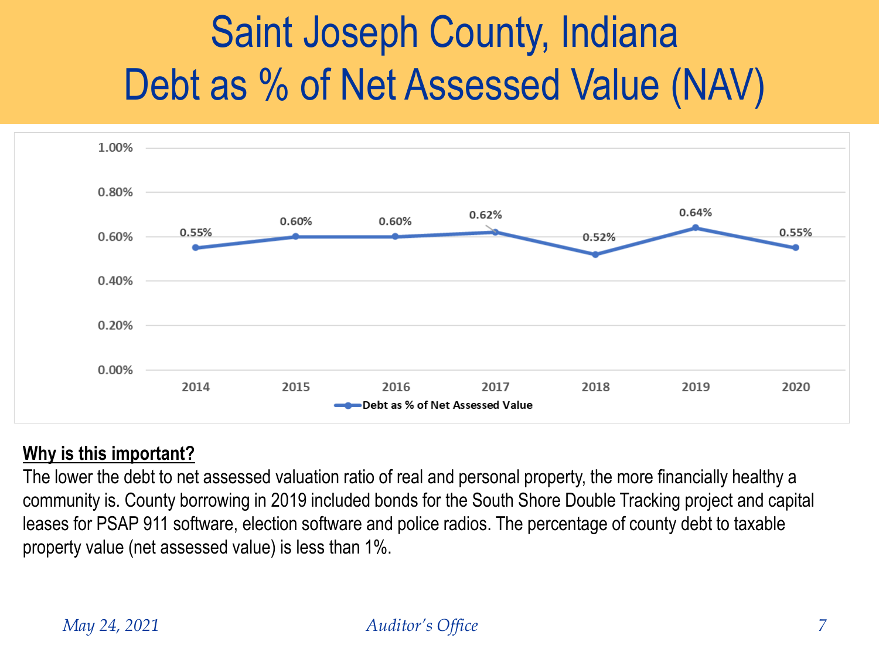# Saint Joseph County, Indiana
# Debt as % of Net Assessed Value (NAV)

| Year | Debt as % of Net Assessed Value |
|---|---|
| 2014 | 0.55% |
| 2015 | 0.60% |
| 2016 | 0.60% |
| 2017 | 0.62% |
| 2018 | 0.52% |
| 2019 | 0.64% |
| 2020 | 0.55% |

**Why is this important?**

The lower the debt to net assessed valuation ratio of real and personal property, the more financially healthy a community is. County borrowing in 2019 included bonds for the South Shore Double Tracking project and capital leases for PSAP 911 software, election software and police radios. The percentage of county debt to taxable property value (net assessed value) is less than 1%.

*May 24, 2021* *Auditor's Office*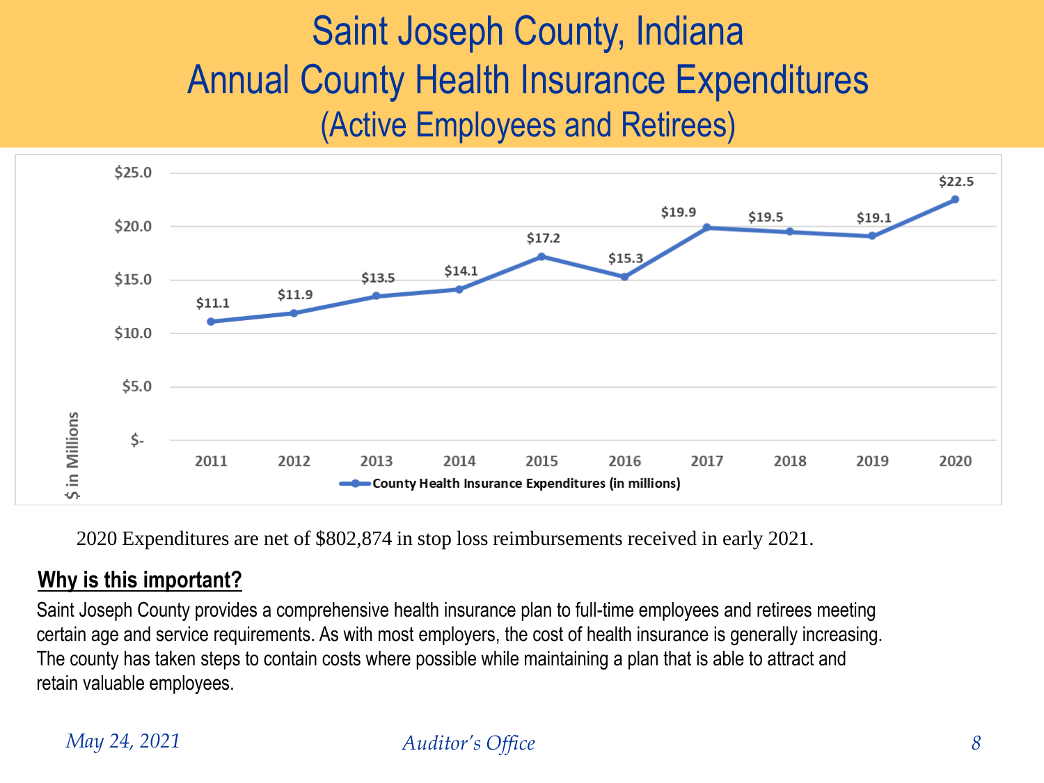# Saint Joseph County, Indiana
## Annual County Health Insurance Expenditures
### (Active Employees and Retirees)

| Year | County Health Insurance Expenditures (in millions) |
|---|---|
| 2011 | $11.1 |
| 2012 | $11.9 |
| 2013 | $13.5 |
| 2014 | $14.1 |
| 2015 | $17.2 |
| 2016 | $15.3 |
| 2017 | $19.9 |
| 2018 | $19.5 |
| 2019 | $19.1 |
| 2020 | $22.5 |

2020 Expenditures are net of $802,874 in stop loss reimbursements received in early 2021.

**Why is this important?**

Saint Joseph County provides a comprehensive health insurance plan to full-time employees and retirees meeting certain age and service requirements. As with most employers, the cost of health insurance is generally increasing. The county has taken steps to contain costs where possible while maintaining a plan that is able to attract and retain valuable employees.

*May 24, 2021* *Auditor's Office*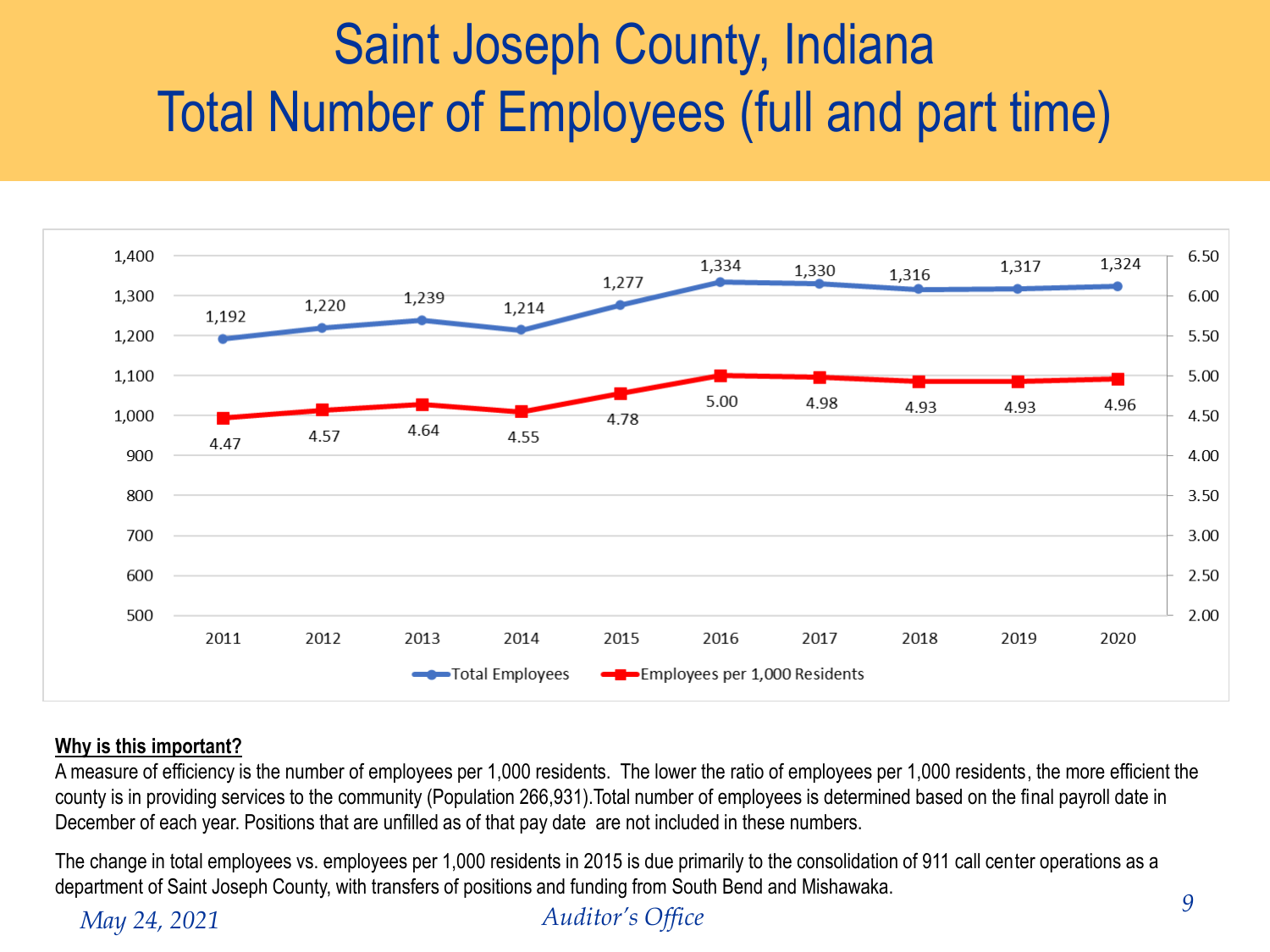# Saint Joseph County, Indiana
# Total Number of Employees (full and part time)

| Year | Total Employees | Employees per 1,000 Residents |
|---|---|---|
| 2011 | 1,192 | 4.47 |
| 2012 | 1,220 | 4.57 |
| 2013 | 1,239 | 4.64 |
| 2014 | 1,214 | 4.55 |
| 2015 | 1,277 | 4.78 |
| 2016 | 1,334 | 5.00 |
| 2017 | 1,330 | 4.98 |
| 2018 | 1,316 | 4.93 |
| 2019 | 1,317 | 4.93 |
| 2020 | 1,324 | 4.96 |

**Why is this important?**

A measure of efficiency is the number of employees per 1,000 residents. The lower the ratio of employees per 1,000 residents, the more efficient the county is in providing services to the community (Population 266,931).Total number of employees is determined based on the final payroll date in December of each year. Positions that are unfilled as of that pay date are not included in these numbers.

The change in total employees vs. employees per 1,000 residents in 2015 is due primarily to the consolidation of 911 call center operations as a department of Saint Joseph County, with transfers of positions and funding from South Bend and Mishawaka.

*May 24, 2021* *Auditor's Office*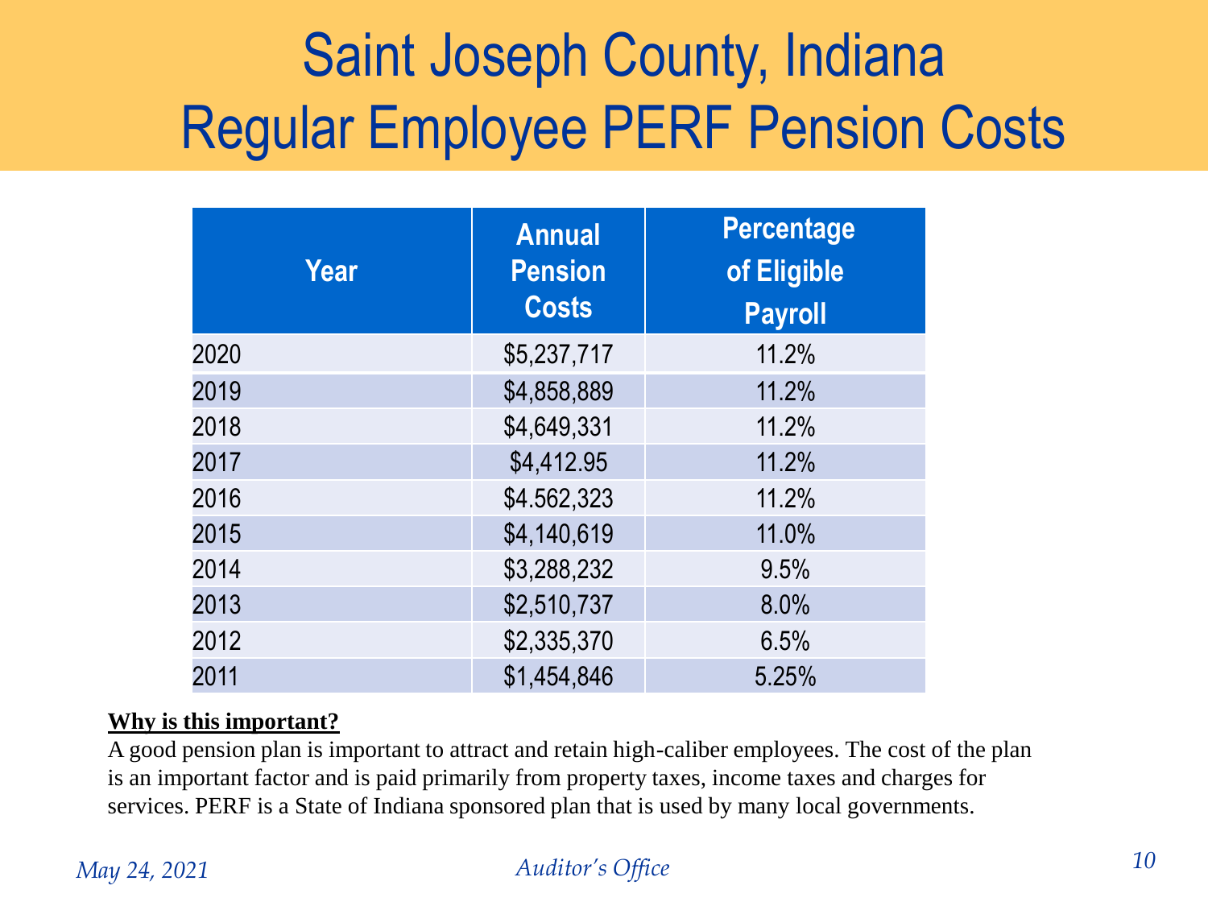# Saint Joseph County, Indiana
# Regular Employee PERF Pension Costs

| Year | Annual Pension Costs | Percentage of Eligible Payroll |
|---|---|---|
| 2020 | $5,237,717 | 11.2% |
| 2019 | $4,858,889 | 11.2% |
| 2018 | $4,649,331 | 11.2% |
| 2017 | $4,412.95 | 11.2% |
| 2016 | $4.562,323 | 11.2% |
| 2015 | $4,140,619 | 11.0% |
| 2014 | $3,288,232 | 9.5% |
| 2013 | $2,510,737 | 8.0% |
| 2012 | $2,335,370 | 6.5% |
| 2011 | $1,454,846 | 5.25% |

**Why is this important?**

A good pension plan is important to attract and retain high-caliber employees. The cost of the plan is an important factor and is paid primarily from property taxes, income taxes and charges for services. PERF is a State of Indiana sponsored plan that is used by many local governments.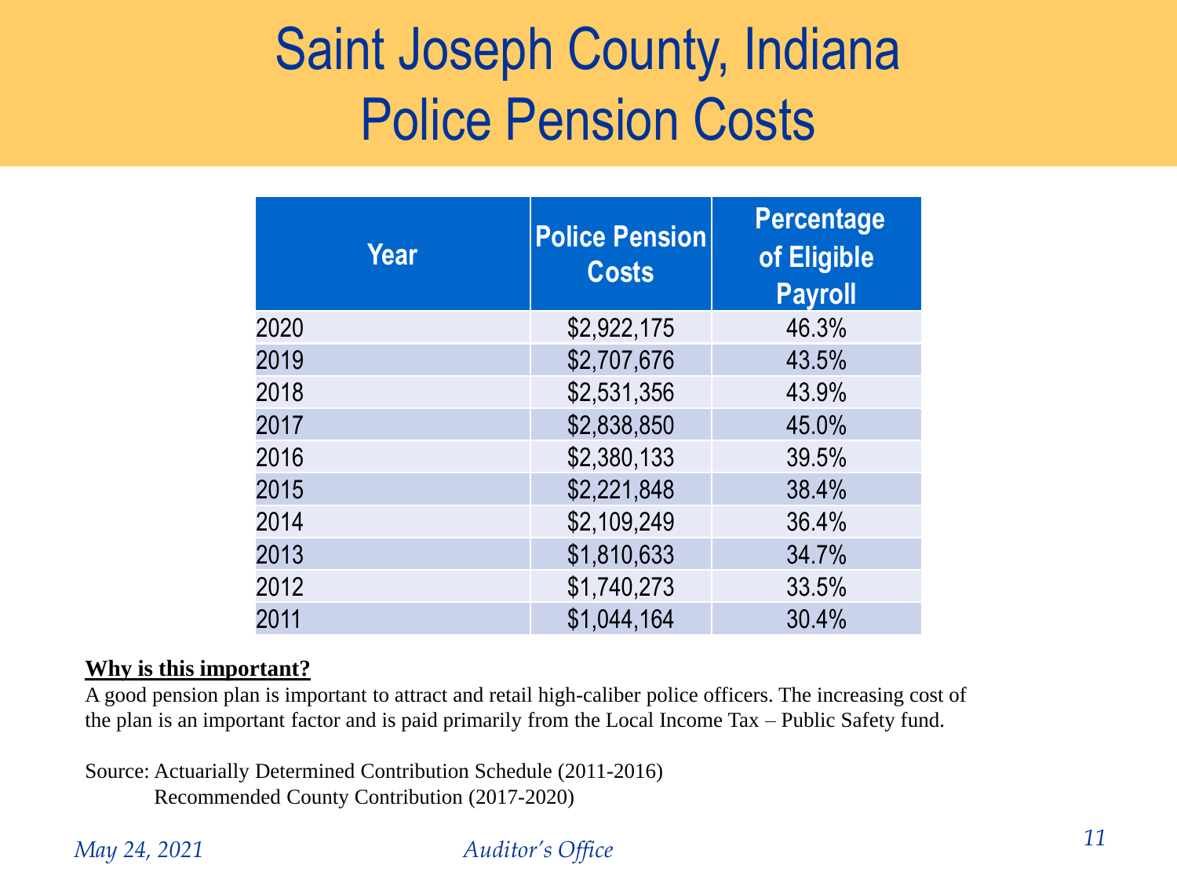# Saint Joseph County, Indiana
# Police Pension Costs

| Year | Police Pension Costs | Percentage of Eligible Payroll |
|---|---|---|
| 2020 | $2,922,175 | 46.3% |
| 2019 | $2,707,676 | 43.5% |
| 2018 | $2,531,356 | 43.9% |
| 2017 | $2,838,850 | 45.0% |
| 2016 | $2,380,133 | 39.5% |
| 2015 | $2,221,848 | 38.4% |
| 2014 | $2,109,249 | 36.4% |
| 2013 | $1,810,633 | 34.7% |
| 2012 | $1,740,273 | 33.5% |
| 2011 | $1,044,164 | 30.4% |

**Why is this important?**

A good pension plan is important to attract and retail high-caliber police officers. The increasing cost of the plan is an important factor and is paid primarily from the Local Income Tax – Public Safety fund.

Source: Actuarially Determined Contribution Schedule (2011-2016)
Recommended County Contribution (2017-2020)

*May 24, 2021* *Auditor's Office*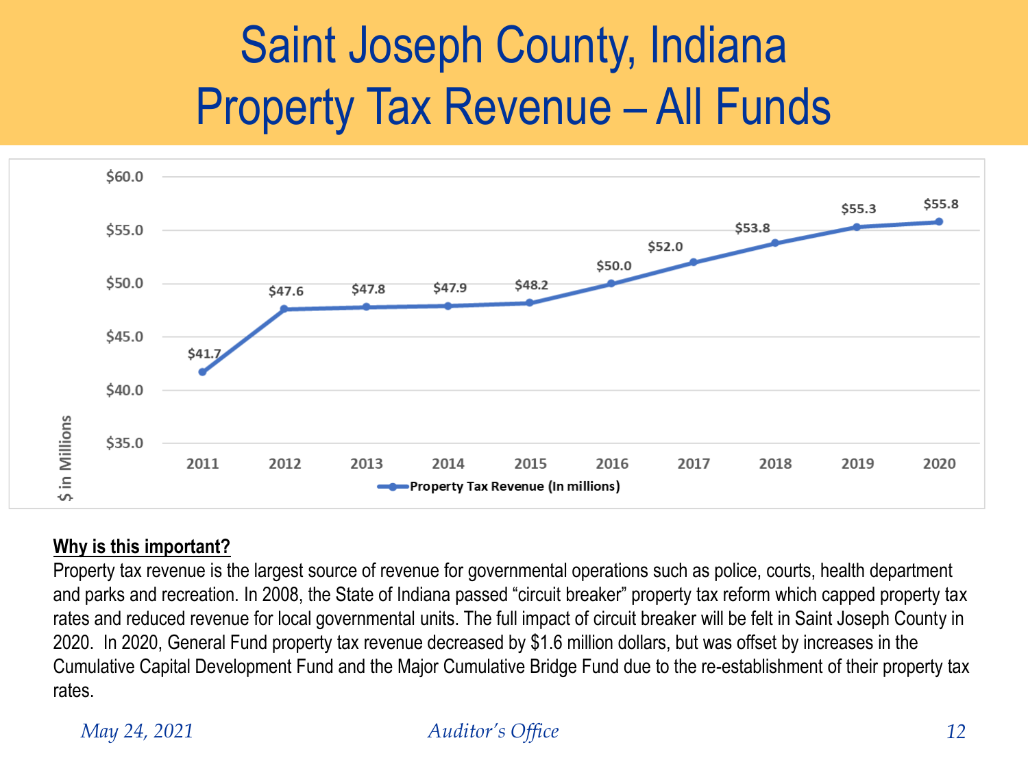# Saint Joseph County, Indiana
# Property Tax Revenue – All Funds

| Year | Property Tax Revenue (In millions) |
|---|---|
| 2011 | $41.7 |
| 2012 | $47.6 |
| 2013 | $47.8 |
| 2014 | $47.9 |
| 2015 | $48.2 |
| 2016 | $50.0 |
| 2017 | $52.0 |
| 2018 | $53.8 |
| 2019 | $55.3 |
| 2020 | $55.8 |

**Why is this important?**

Property tax revenue is the largest source of revenue for governmental operations such as police, courts, health department and parks and recreation. In 2008, the State of Indiana passed "circuit breaker" property tax reform which capped property tax rates and reduced revenue for local governmental units. The full impact of circuit breaker will be felt in Saint Joseph County in 2020. In 2020, General Fund property tax revenue decreased by $1.6 million dollars, but was offset by increases in the Cumulative Capital Development Fund and the Major Cumulative Bridge Fund due to the re-establishment of their property tax rates.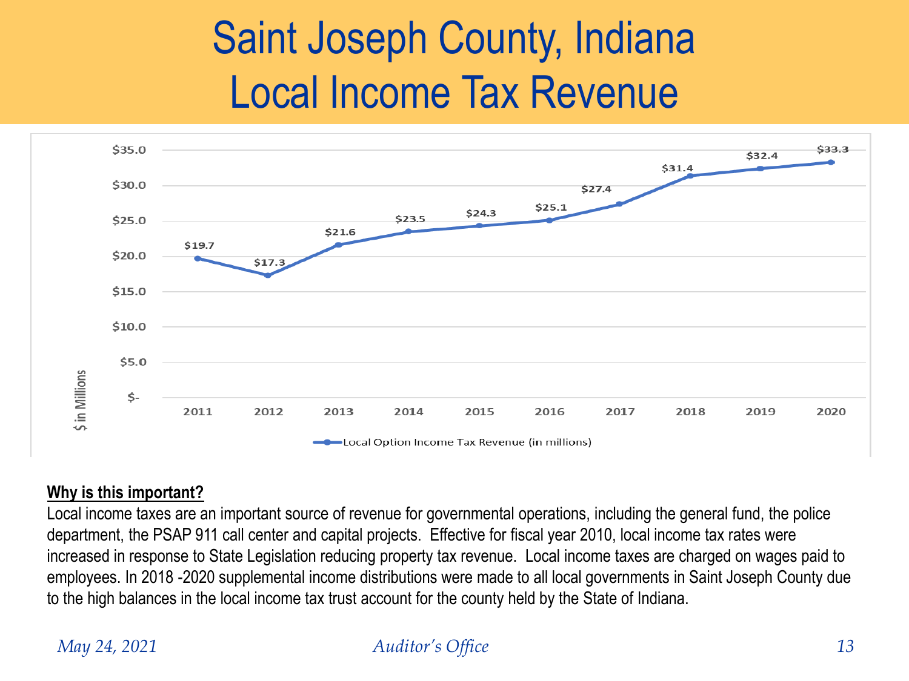# Saint Joseph County, Indiana
# Local Income Tax Revenue

| Year | Local Option Income Tax Revenue (in millions) |
|---|---|
| 2011 | $19.7 |
| 2012 | $17.3 |
| 2013 | $21.6 |
| 2014 | $23.5 |
| 2015 | $24.3 |
| 2016 | $25.1 |
| 2017 | $27.4 |
| 2018 | $31.4 |
| 2019 | $32.4 |
| 2020 | $33.3 |

**Why is this important?**

Local income taxes are an important source of revenue for governmental operations, including the general fund, the police department, the PSAP 911 call center and capital projects. Effective for fiscal year 2010, local income tax rates were increased in response to State Legislation reducing property tax revenue. Local income taxes are charged on wages paid to employees. In 2018 -2020 supplemental income distributions were made to all local governments in Saint Joseph County due to the high balances in the local income tax trust account for the county held by the State of Indiana.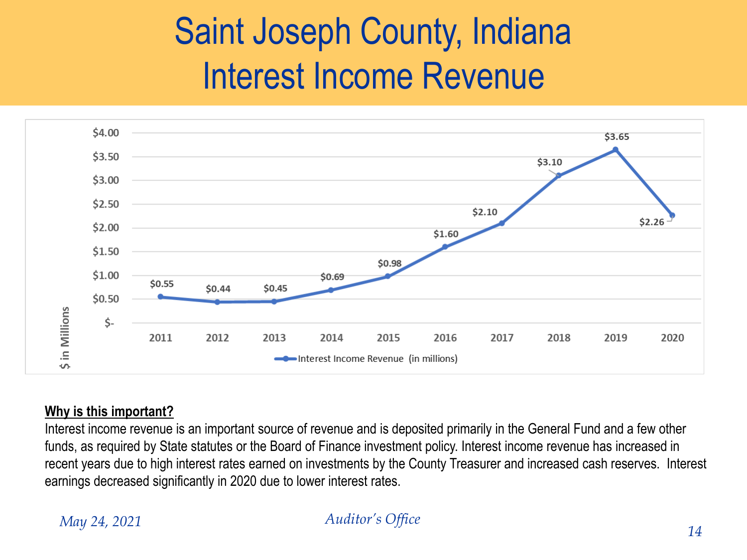# Saint Joseph County, Indiana
# Interest Income Revenue

| Year | Interest Income Revenue (in millions) |
|---|---|
| 2011 | $0.55 |
| 2012 | $0.44 |
| 2013 | $0.45 |
| 2014 | $0.69 |
| 2015 | $0.98 |
| 2016 | $1.60 |
| 2017 | $2.10 |
| 2018 | $3.10 |
| 2019 | $3.65 |
| 2020 | $2.26 |

**<u>Why is this important?</u>**

Interest income revenue is an important source of revenue and is deposited primarily in the General Fund and a few other funds, as required by State statutes or the Board of Finance investment policy. Interest income revenue has increased in recent years due to high interest rates earned on investments by the County Treasurer and increased cash reserves. Interest earnings decreased significantly in 2020 due to lower interest rates.

*May 24, 2021*

*Auditor's Office*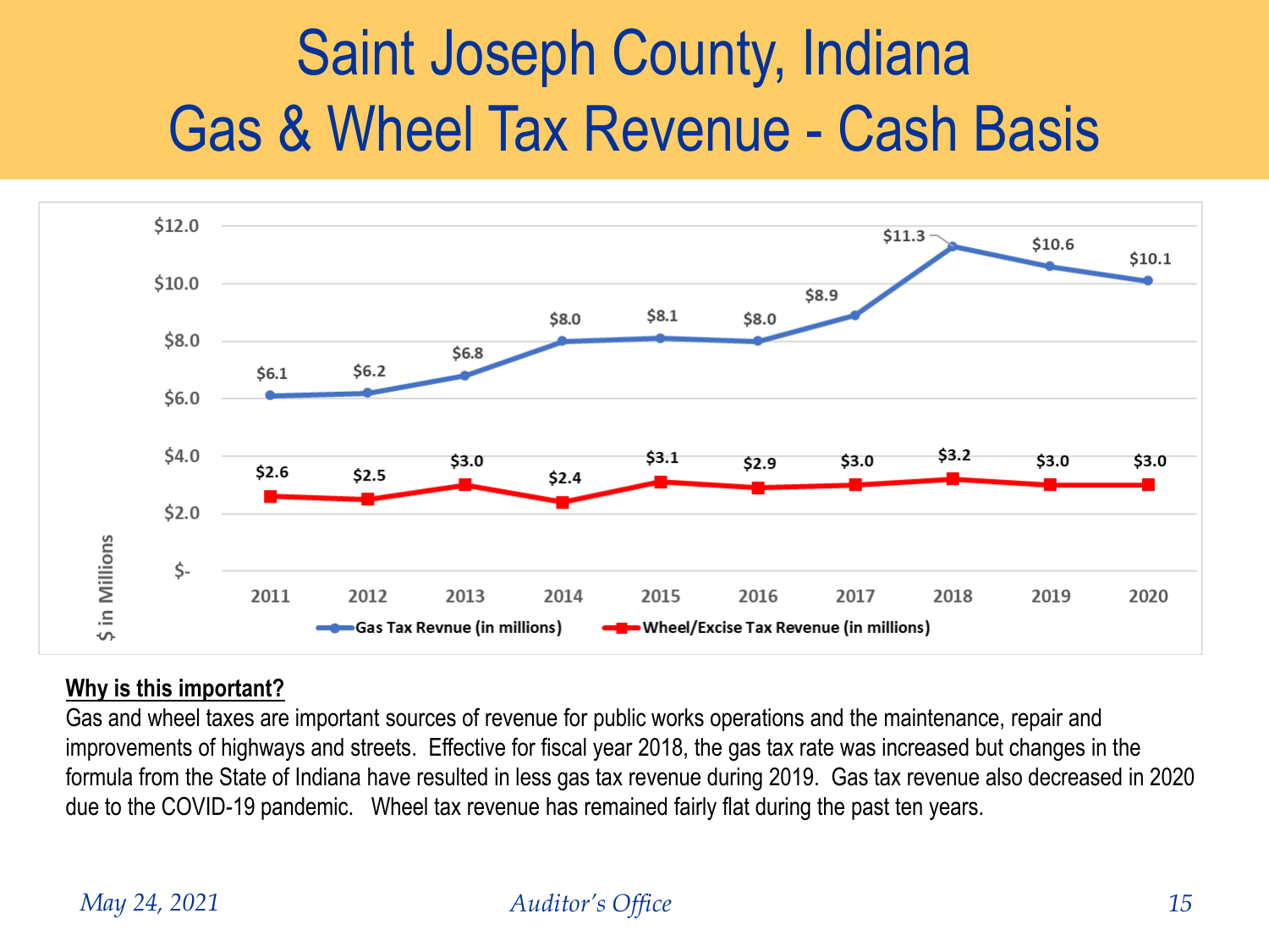# Saint Joseph County, Indiana
# Gas & Wheel Tax Revenue - Cash Basis

| Year | Gas Tax Revnue (in millions) | Wheel/Excise Tax Revenue (in millions) |
|---|---|---|
| 2011 | $6.1 | $2.6 |
| 2012 | $6.2 | $2.5 |
| 2013 | $6.8 | $3.0 |
| 2014 | $8.0 | $2.4 |
| 2015 | $8.1 | $3.1 |
| 2016 | $8.0 | $2.9 |
| 2017 | $8.9 | $3.0 |
| 2018 | $11.3 | $3.2 |
| 2019 | $10.6 | $3.0 |
| 2020 | $10.1 | $3.0 |

$ in Millions

**Why is this important?**

Gas and wheel taxes are important sources of revenue for public works operations and the maintenance, repair and improvements of highways and streets. Effective for fiscal year 2018, the gas tax rate was increased but changes in the formula from the State of Indiana have resulted in less gas tax revenue during 2019. Gas tax revenue also decreased in 2020 due to the COVID-19 pandemic. Wheel tax revenue has remained fairly flat during the past ten years.

*May 24, 2021* *Auditor's Office*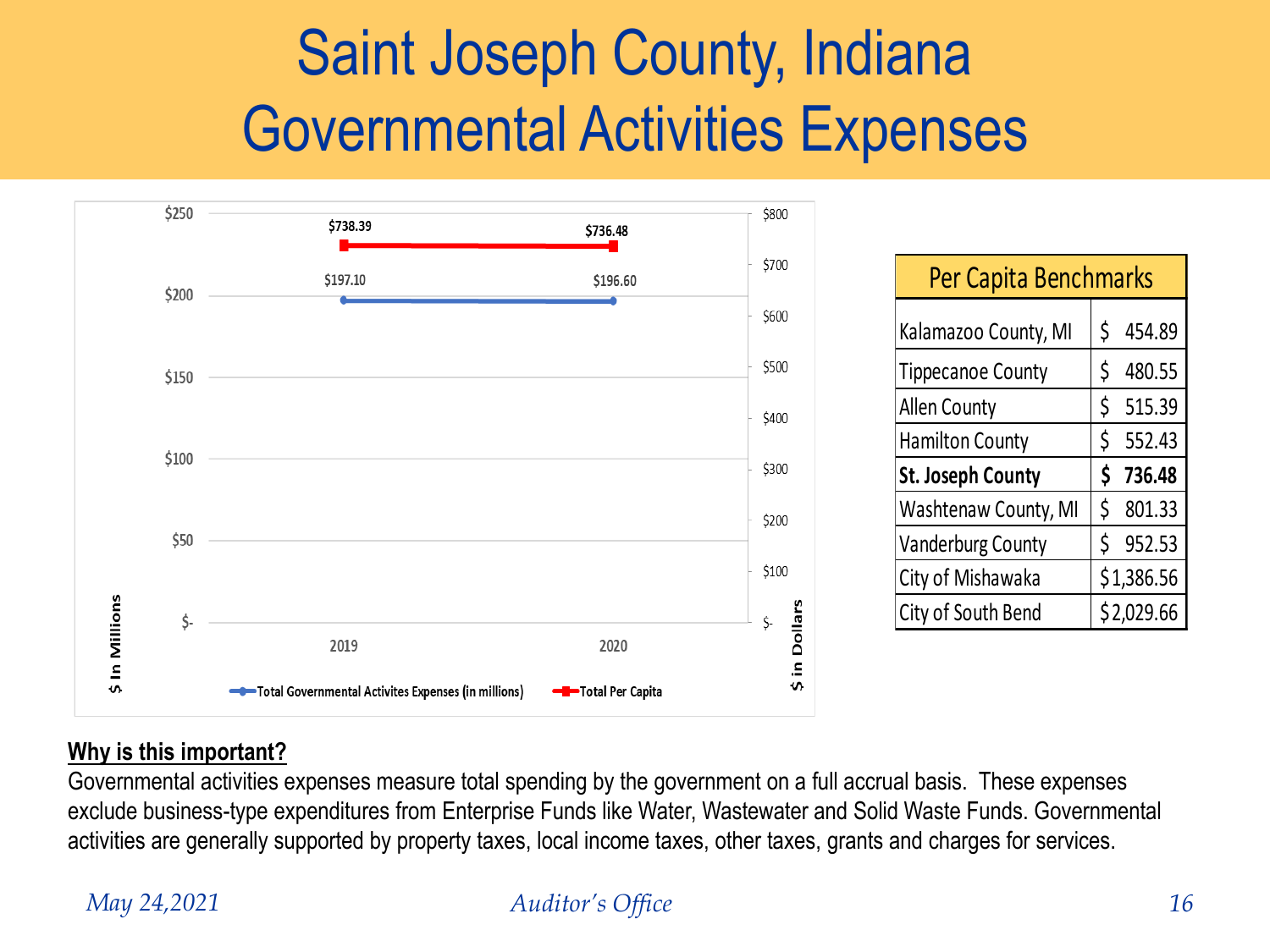# Saint Joseph County, Indiana
# Governmental Activities Expenses

$250
$200
$150
$100
$50
$-
$ In Millions

$800
$700
$600
$500
$400
$300
$200
$100
$-
$ in Dollars

$738.39
$736.48
$197.10
$196.60

2019
2020

Total Governmental Activites Expenses (in millions)
Total Per Capita

| Per Capita Benchmarks | |
|---|---|
| Kalamazoo County, MI | $ 454.89 |
| Tippecanoe County | $ 480.55 |
| Allen County | $ 515.39 |
| Hamilton County | $ 552.43 |
| **St. Joseph County** | **$ 736.48** |
| Washtenaw County, MI | $ 801.33 |
| Vanderburg County | $ 952.53 |
| City of Mishawaka | $1,386.56 |
| City of South Bend | $2,029.66 |

**Why is this important?**

Governmental activities expenses measure total spending by the government on a full accrual basis. These expenses exclude business-type expenditures from Enterprise Funds like Water, Wastewater and Solid Waste Funds. Governmental activities are generally supported by property taxes, local income taxes, other taxes, grants and charges for services.

*May 24,2021* *Auditor's Office*